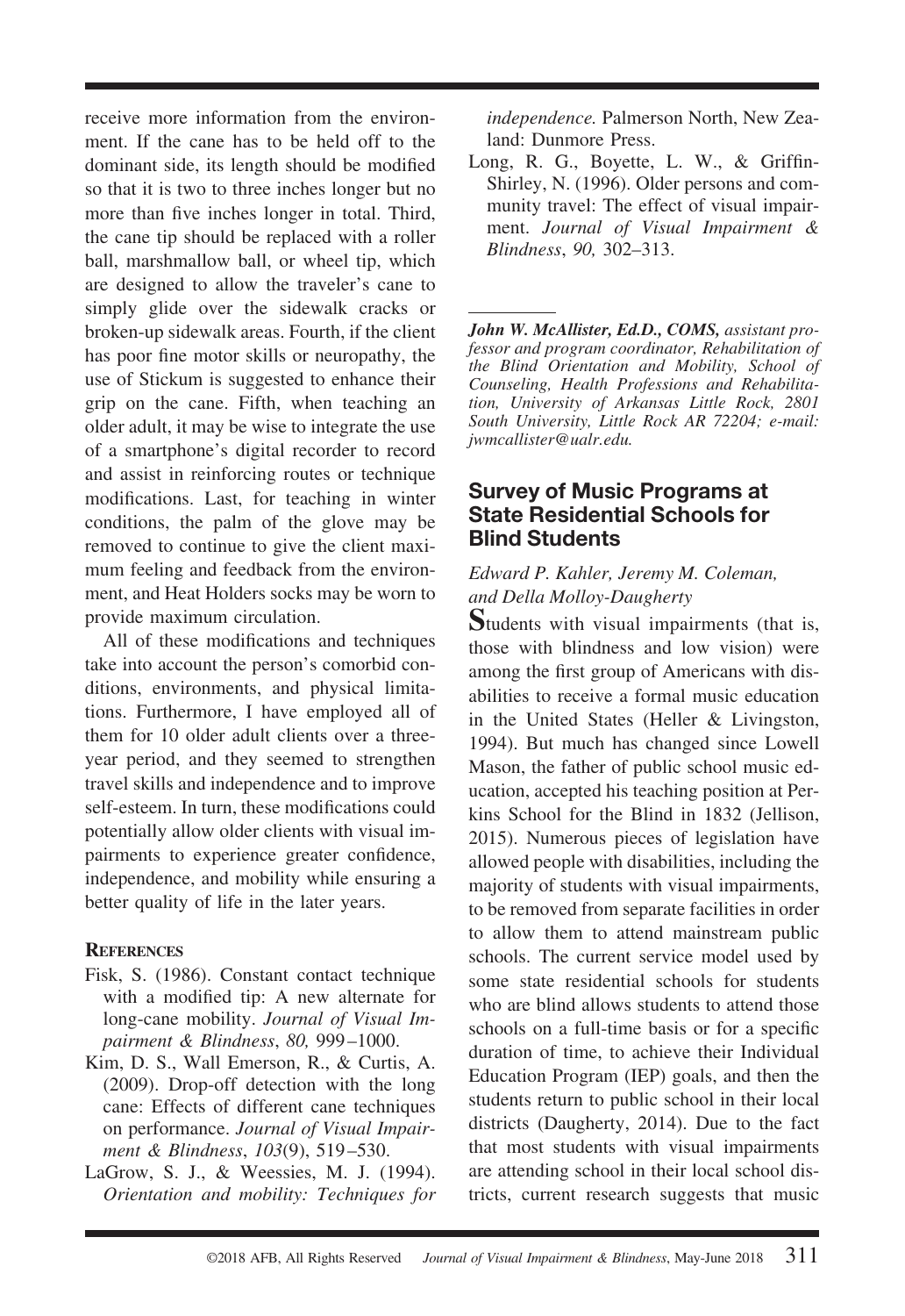receive more information from the environment. If the cane has to be held off to the dominant side, its length should be modified so that it is two to three inches longer but no more than five inches longer in total. Third, the cane tip should be replaced with a roller ball, marshmallow ball, or wheel tip, which are designed to allow the traveler's cane to simply glide over the sidewalk cracks or broken-up sidewalk areas. Fourth, if the client has poor fine motor skills or neuropathy, the use of Stickum is suggested to enhance their grip on the cane. Fifth, when teaching an older adult, it may be wise to integrate the use of a smartphone's digital recorder to record and assist in reinforcing routes or technique modifications. Last, for teaching in winter conditions, the palm of the glove may be removed to continue to give the client maximum feeling and feedback from the environment, and Heat Holders socks may be worn to provide maximum circulation.

All of these modifications and techniques take into account the person's comorbid conditions, environments, and physical limitations. Furthermore, I have employed all of them for 10 older adult clients over a three-year period, and they seemed to strengthen travel skills and independence and to improve self-esteem. In turn, these modifications could potentially allow older clients with visual impairments to experience greater confidence, independence, and mobility while ensuring a better quality of life in the later years.

**REFERENCES**

Fisk, S. (1986). Constant contact technique with a modified tip: A new alternate for long-cane mobility. *Journal of Visual Impairment & Blindness*, *80,* 999–1000.

Kim, D. S., Wall Emerson, R., & Curtis, A. (2009). Drop-off detection with the long cane: Effects of different cane techniques on performance. *Journal of Visual Impairment & Blindness*, *103*(9), 519–530.

LaGrow, S. J., & Weessies, M. J. (1994). *Orientation and mobility: Techniques for independence.* Palmerson North, New Zealand: Dunmore Press.

Long, R. G., Boyette, L. W., & Griffin-Shirley, N. (1996). Older persons and community travel: The effect of visual impairment. *Journal of Visual Impairment & Blindness*, *90,* 302–313.

---

***John W. McAllister, Ed.D., COMS,*** *assistant professor and program coordinator, Rehabilitation of the Blind Orientation and Mobility, School of Counseling, Health Professions and Rehabilitation, University of Arkansas Little Rock, 2801 South University, Little Rock AR 72204; e-mail: jwmcallister@ualr.edu.*

## Survey of Music Programs at State Residential Schools for Blind Students

*Edward P. Kahler, Jeremy M. Coleman, and Della Molloy-Daugherty*

Students with visual impairments (that is, those with blindness and low vision) were among the first group of Americans with disabilities to receive a formal music education in the United States (Heller & Livingston, 1994). But much has changed since Lowell Mason, the father of public school music education, accepted his teaching position at Perkins School for the Blind in 1832 (Jellison, 2015). Numerous pieces of legislation have allowed people with disabilities, including the majority of students with visual impairments, to be removed from separate facilities in order to allow them to attend mainstream public schools. The current service model used by some state residential schools for students who are blind allows students to attend those schools on a full-time basis or for a specific duration of time, to achieve their Individual Education Program (IEP) goals, and then the students return to public school in their local districts (Daugherty, 2014). Due to the fact that most students with visual impairments are attending school in their local school districts, current research suggests that music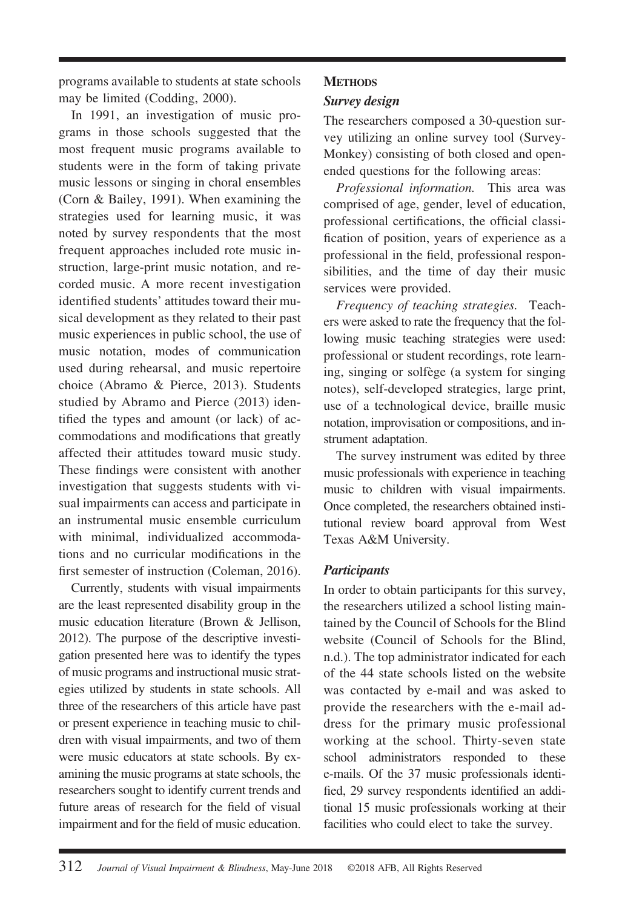programs available to students at state schools may be limited (Codding, 2000).

In 1991, an investigation of music programs in those schools suggested that the most frequent music programs available to students were in the form of taking private music lessons or singing in choral ensembles (Corn & Bailey, 1991). When examining the strategies used for learning music, it was noted by survey respondents that the most frequent approaches included rote music instruction, large-print music notation, and recorded music. A more recent investigation identified students' attitudes toward their musical development as they related to their past music experiences in public school, the use of music notation, modes of communication used during rehearsal, and music repertoire choice (Abramo & Pierce, 2013). Students studied by Abramo and Pierce (2013) identified the types and amount (or lack) of accommodations and modifications that greatly affected their attitudes toward music study. These findings were consistent with another investigation that suggests students with visual impairments can access and participate in an instrumental music ensemble curriculum with minimal, individualized accommodations and no curricular modifications in the first semester of instruction (Coleman, 2016).

Currently, students with visual impairments are the least represented disability group in the music education literature (Brown & Jellison, 2012). The purpose of the descriptive investigation presented here was to identify the types of music programs and instructional music strategies utilized by students in state schools. All three of the researchers of this article have past or present experience in teaching music to children with visual impairments, and two of them were music educators at state schools. By examining the music programs at state schools, the researchers sought to identify current trends and future areas of research for the field of visual impairment and for the field of music education.

## Methods

### Survey design

The researchers composed a 30-question survey utilizing an online survey tool (SurveyMonkey) consisting of both closed and open-ended questions for the following areas:

*Professional information.* This area was comprised of age, gender, level of education, professional certifications, the official classification of position, years of experience as a professional in the field, professional responsibilities, and the time of day their music services were provided.

*Frequency of teaching strategies.* Teachers were asked to rate the frequency that the following music teaching strategies were used: professional or student recordings, rote learning, singing or solfège (a system for singing notes), self-developed strategies, large print, use of a technological device, braille music notation, improvisation or compositions, and instrument adaptation.

The survey instrument was edited by three music professionals with experience in teaching music to children with visual impairments. Once completed, the researchers obtained institutional review board approval from West Texas A&M University.

### Participants

In order to obtain participants for this survey, the researchers utilized a school listing maintained by the Council of Schools for the Blind website (Council of Schools for the Blind, n.d.). The top administrator indicated for each of the 44 state schools listed on the website was contacted by e-mail and was asked to provide the researchers with the e-mail address for the primary music professional working at the school. Thirty-seven state school administrators responded to these e-mails. Of the 37 music professionals identified, 29 survey respondents identified an additional 15 music professionals working at their facilities who could elect to take the survey.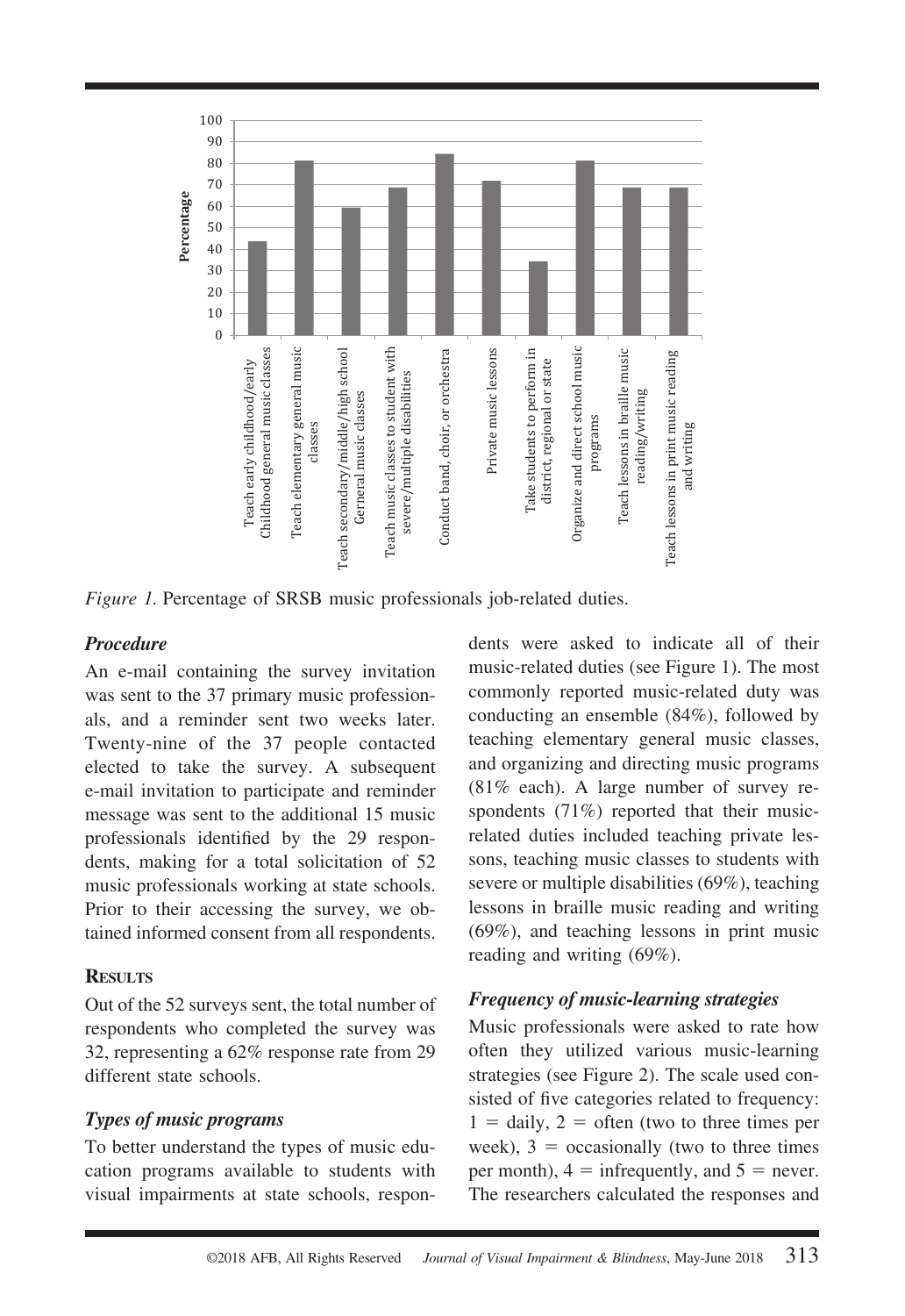*Figure 1.* Percentage of SRSB music professionals job-related duties.

### *Procedure*

An e-mail containing the survey invitation was sent to the 37 primary music professionals, and a reminder sent two weeks later. Twenty-nine of the 37 people contacted elected to take the survey. A subsequent e-mail invitation to participate and reminder message was sent to the additional 15 music professionals identified by the 29 respondents, making for a total solicitation of 52 music professionals working at state schools. Prior to their accessing the survey, we obtained informed consent from all respondents.

## RESULTS

Out of the 52 surveys sent, the total number of respondents who completed the survey was 32, representing a 62% response rate from 29 different state schools.

### *Types of music programs*

To better understand the types of music education programs available to students with visual impairments at state schools, respondents were asked to indicate all of their music-related duties (see Figure 1). The most commonly reported music-related duty was conducting an ensemble (84%), followed by teaching elementary general music classes, and organizing and directing music programs (81% each). A large number of survey respondents (71%) reported that their music-related duties included teaching private lessons, teaching music classes to students with severe or multiple disabilities (69%), teaching lessons in braille music reading and writing (69%), and teaching lessons in print music reading and writing (69%).

### *Frequency of music-learning strategies*

Music professionals were asked to rate how often they utilized various music-learning strategies (see Figure 2). The scale used consisted of five categories related to frequency: 1 = daily, 2 = often (two to three times per week), 3 = occasionally (two to three times per month), 4 = infrequently, and 5 = never. The researchers calculated the responses and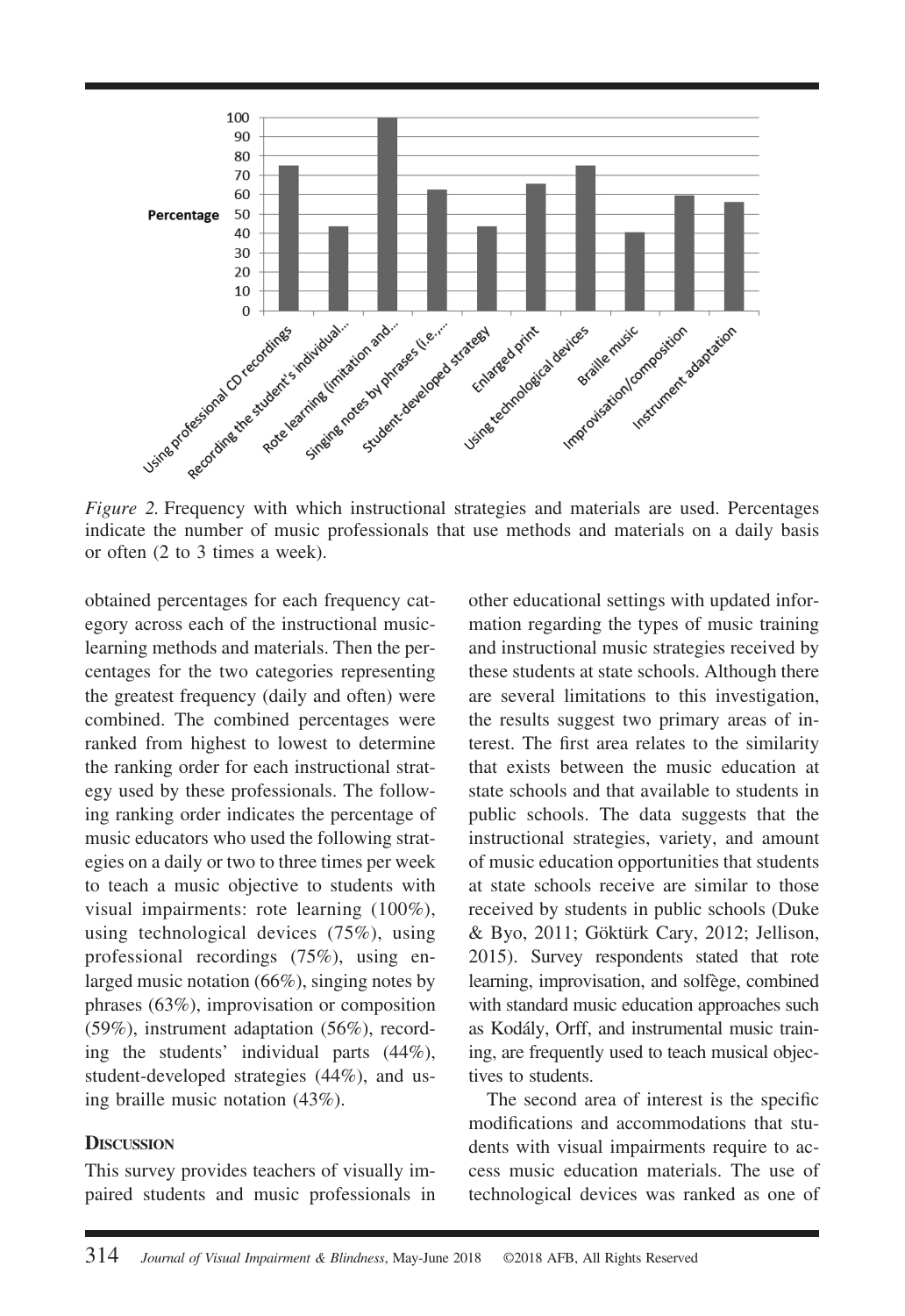*Figure 2.* Frequency with which instructional strategies and materials are used. Percentages indicate the number of music professionals that use methods and materials on a daily basis or often (2 to 3 times a week).

obtained percentages for each frequency category across each of the instructional music-learning methods and materials. Then the percentages for the two categories representing the greatest frequency (daily and often) were combined. The combined percentages were ranked from highest to lowest to determine the ranking order for each instructional strategy used by these professionals. The following ranking order indicates the percentage of music educators who used the following strategies on a daily or two to three times per week to teach a music objective to students with visual impairments: rote learning (100%), using technological devices (75%), using professional recordings (75%), using enlarged music notation (66%), singing notes by phrases (63%), improvisation or composition (59%), instrument adaptation (56%), recording the students' individual parts (44%), student-developed strategies (44%), and using braille music notation (43%).

## Discussion

This survey provides teachers of visually impaired students and music professionals in other educational settings with updated information regarding the types of music training and instructional music strategies received by these students at state schools. Although there are several limitations to this investigation, the results suggest two primary areas of interest. The first area relates to the similarity that exists between the music education at state schools and that available to students in public schools. The data suggests that the instructional strategies, variety, and amount of music education opportunities that students at state schools receive are similar to those received by students in public schools (Duke & Byo, 2011; Göktürk Cary, 2012; Jellison, 2015). Survey respondents stated that rote learning, improvisation, and solfège, combined with standard music education approaches such as Kodály, Orff, and instrumental music training, are frequently used to teach musical objectives to students.

The second area of interest is the specific modifications and accommodations that students with visual impairments require to access music education materials. The use of technological devices was ranked as one of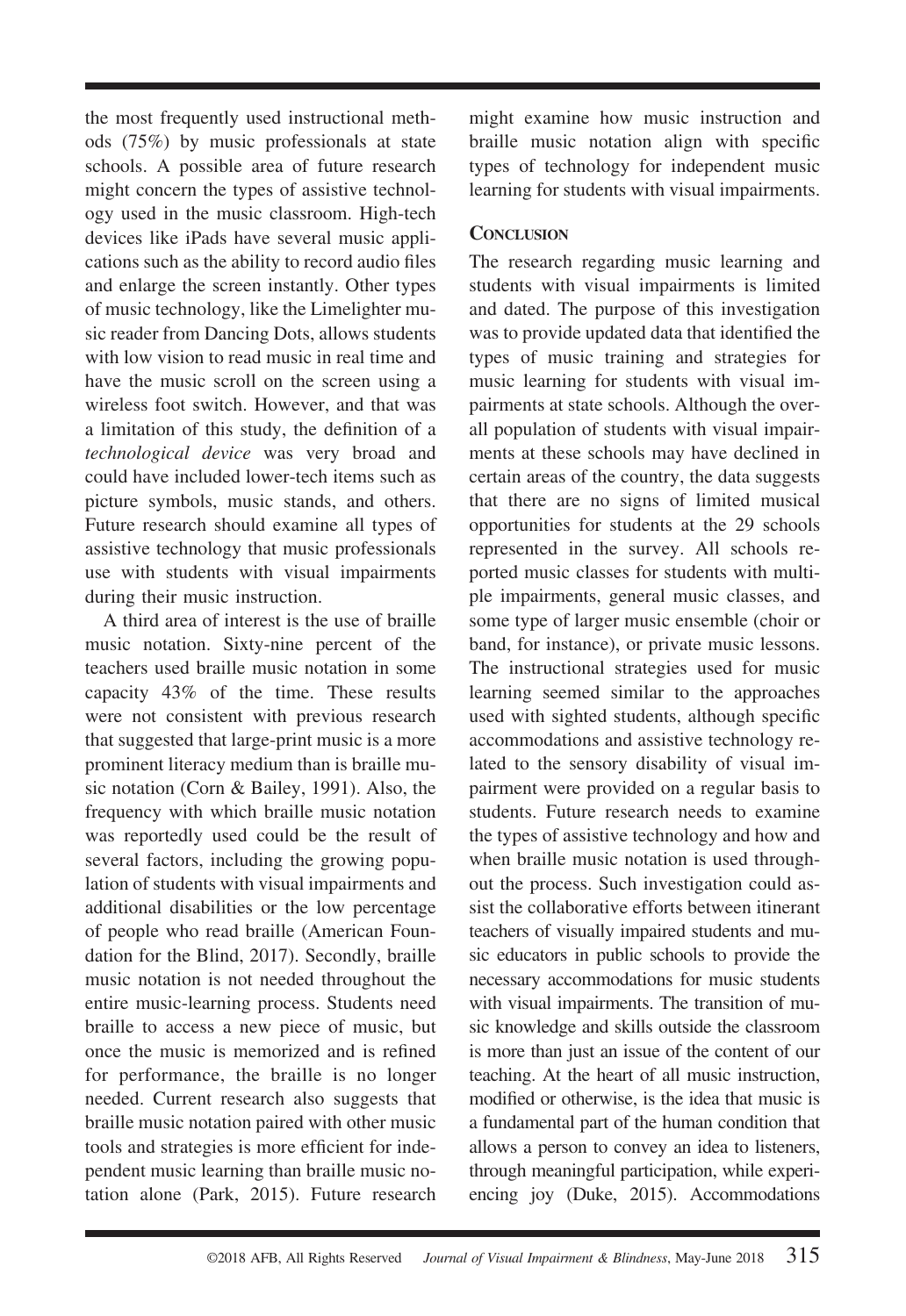the most frequently used instructional methods (75%) by music professionals at state schools. A possible area of future research might concern the types of assistive technology used in the music classroom. High-tech devices like iPads have several music applications such as the ability to record audio files and enlarge the screen instantly. Other types of music technology, like the Limelighter music reader from Dancing Dots, allows students with low vision to read music in real time and have the music scroll on the screen using a wireless foot switch. However, and that was a limitation of this study, the definition of a *technological device* was very broad and could have included lower-tech items such as picture symbols, music stands, and others. Future research should examine all types of assistive technology that music professionals use with students with visual impairments during their music instruction.

A third area of interest is the use of braille music notation. Sixty-nine percent of the teachers used braille music notation in some capacity 43% of the time. These results were not consistent with previous research that suggested that large-print music is a more prominent literacy medium than is braille music notation (Corn & Bailey, 1991). Also, the frequency with which braille music notation was reportedly used could be the result of several factors, including the growing population of students with visual impairments and additional disabilities or the low percentage of people who read braille (American Foundation for the Blind, 2017). Secondly, braille music notation is not needed throughout the entire music-learning process. Students need braille to access a new piece of music, but once the music is memorized and is refined for performance, the braille is no longer needed. Current research also suggests that braille music notation paired with other music tools and strategies is more efficient for independent music learning than braille music notation alone (Park, 2015). Future research might examine how music instruction and braille music notation align with specific types of technology for independent music learning for students with visual impairments.

## Conclusion

The research regarding music learning and students with visual impairments is limited and dated. The purpose of this investigation was to provide updated data that identified the types of music training and strategies for music learning for students with visual impairments at state schools. Although the overall population of students with visual impairments at these schools may have declined in certain areas of the country, the data suggests that there are no signs of limited musical opportunities for students at the 29 schools represented in the survey. All schools reported music classes for students with multiple impairments, general music classes, and some type of larger music ensemble (choir or band, for instance), or private music lessons. The instructional strategies used for music learning seemed similar to the approaches used with sighted students, although specific accommodations and assistive technology related to the sensory disability of visual impairment were provided on a regular basis to students. Future research needs to examine the types of assistive technology and how and when braille music notation is used throughout the process. Such investigation could assist the collaborative efforts between itinerant teachers of visually impaired students and music educators in public schools to provide the necessary accommodations for music students with visual impairments. The transition of music knowledge and skills outside the classroom is more than just an issue of the content of our teaching. At the heart of all music instruction, modified or otherwise, is the idea that music is a fundamental part of the human condition that allows a person to convey an idea to listeners, through meaningful participation, while experiencing joy (Duke, 2015). Accommodations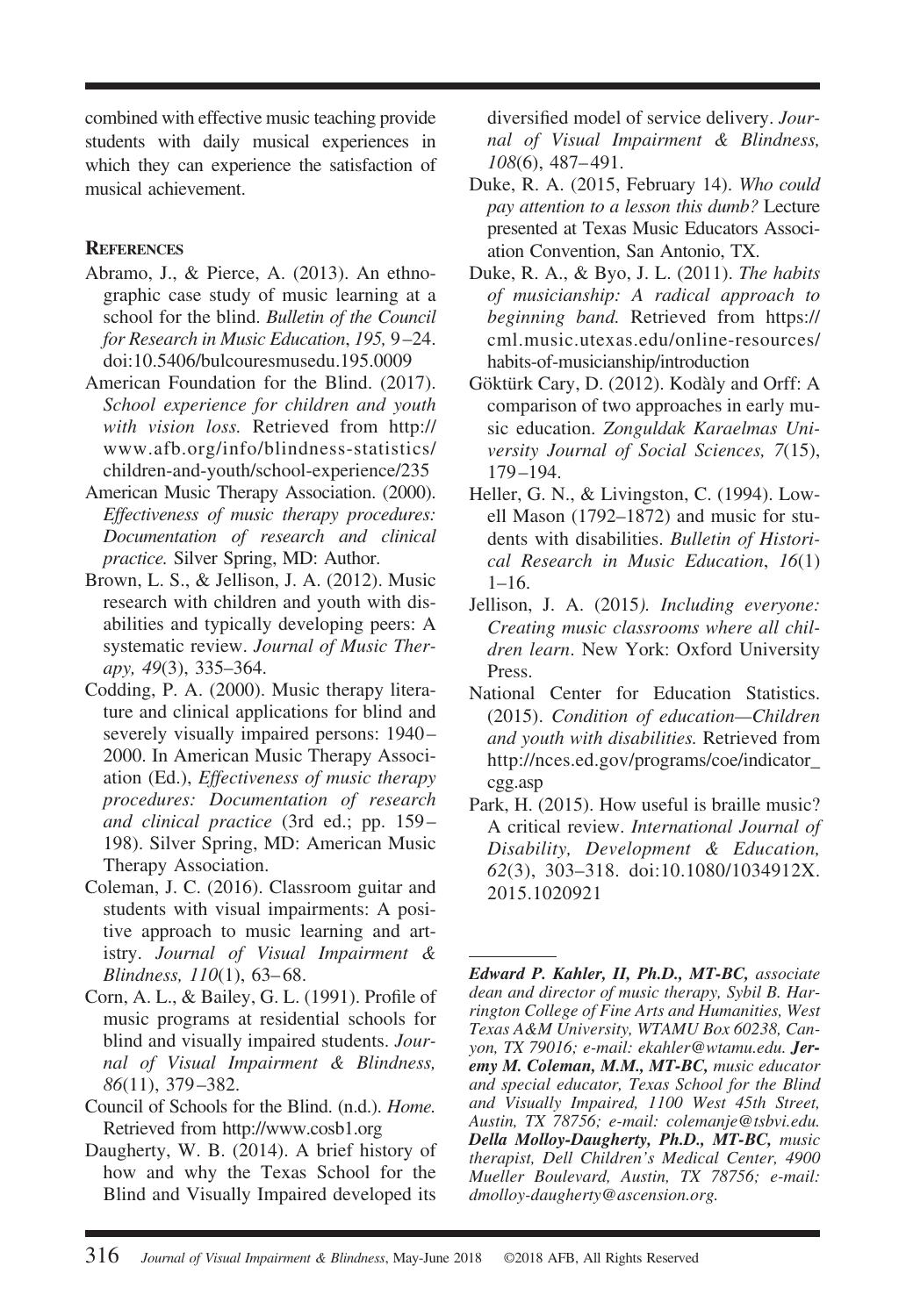combined with effective music teaching provide students with daily musical experiences in which they can experience the satisfaction of musical achievement.

## References

Abramo, J., & Pierce, A. (2013). An ethnographic case study of music learning at a school for the blind. *Bulletin of the Council for Research in Music Education*, *195,* 9–24. doi:10.5406/bulcouresmusedu.195.0009

American Foundation for the Blind. (2017). *School experience for children and youth with vision loss.* Retrieved from http://www.afb.org/info/blindness-statistics/children-and-youth/school-experience/235

American Music Therapy Association. (2000). *Effectiveness of music therapy procedures: Documentation of research and clinical practice.* Silver Spring, MD: Author.

Brown, L. S., & Jellison, J. A. (2012). Music research with children and youth with disabilities and typically developing peers: A systematic review. *Journal of Music Therapy, 49*(3), 335–364.

Codding, P. A. (2000). Music therapy literature and clinical applications for blind and severely visually impaired persons: 1940–2000. In American Music Therapy Association (Ed.), *Effectiveness of music therapy procedures: Documentation of research and clinical practice* (3rd ed.; pp. 159–198). Silver Spring, MD: American Music Therapy Association.

Coleman, J. C. (2016). Classroom guitar and students with visual impairments: A positive approach to music learning and artistry. *Journal of Visual Impairment & Blindness, 110*(1), 63–68.

Corn, A. L., & Bailey, G. L. (1991). Profile of music programs at residential schools for blind and visually impaired students. *Journal of Visual Impairment & Blindness, 86*(11), 379–382.

Council of Schools for the Blind. (n.d.). *Home.* Retrieved from http://www.cosb1.org

Daugherty, W. B. (2014). A brief history of how and why the Texas School for the Blind and Visually Impaired developed its diversified model of service delivery. *Journal of Visual Impairment & Blindness, 108*(6), 487–491.

Duke, R. A. (2015, February 14). *Who could pay attention to a lesson this dumb?* Lecture presented at Texas Music Educators Association Convention, San Antonio, TX.

Duke, R. A., & Byo, J. L. (2011). *The habits of musicianship: A radical approach to beginning band.* Retrieved from https://cml.music.utexas.edu/online-resources/habits-of-musicianship/introduction

Göktürk Cary, D. (2012). Kodàly and Orff: A comparison of two approaches in early music education. *Zonguldak Karaelmas University Journal of Social Sciences, 7*(15), 179–194.

Heller, G. N., & Livingston, C. (1994). Lowell Mason (1792–1872) and music for students with disabilities. *Bulletin of Historical Research in Music Education*, *16*(1) 1–16.

Jellison, J. A. (2015*). Including everyone: Creating music classrooms where all children learn*. New York: Oxford University Press.

National Center for Education Statistics. (2015). *Condition of education—Children and youth with disabilities.* Retrieved from http://nces.ed.gov/programs/coe/indicator_cgg.asp

Park, H. (2015). How useful is braille music? A critical review. *International Journal of Disability, Development & Education, 62*(3), 303–318. doi:10.1080/1034912X.2015.1020921

---

***Edward P. Kahler, II, Ph.D., MT-BC,*** *associate dean and director of music therapy, Sybil B. Harrington College of Fine Arts and Humanities, West Texas A&M University, WTAMU Box 60238, Canyon, TX 79016; e-mail: ekahler@wtamu.edu.* ***Jeremy M. Coleman, M.M., MT-BC,*** *music educator and special educator, Texas School for the Blind and Visually Impaired, 1100 West 45th Street, Austin, TX 78756; e-mail: colemanje@tsbvi.edu.* ***Della Molloy-Daugherty, Ph.D., MT-BC,*** *music therapist, Dell Children's Medical Center, 4900 Mueller Boulevard, Austin, TX 78756; e-mail: dmolloy-daugherty@ascension.org.*